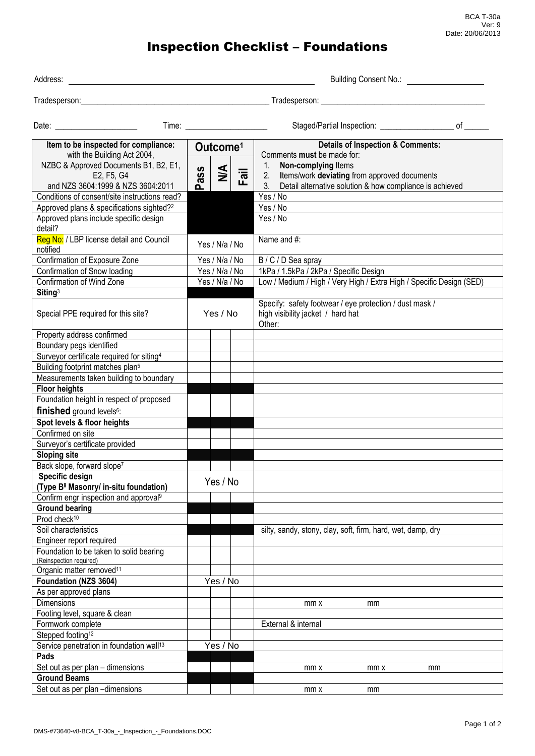BCA T-30a
Ver: 9
Date: 20/06/2013

# Inspection Checklist – Foundations

Address: ______________________________ Building Consent No.: ______________

Tradesperson: ______________________________ Tradesperson: ______________________________

Date: ______________ Time: ______________ Staged/Partial Inspection: ______________ of ______

| Item to be inspected for compliance: with the Building Act 2004, NZBC & Approved Documents B1, B2, E1, E2, F5, G4 and NZS 3604:1999 & NZS 3604:2011 | Outcome[1] | | | Details of Inspection & Comments: Comments **must** be made for: 1. **Non-complying** Items 2. Items/work **deviating** from approved documents 3. Detail alternative solution & how compliance is achieved |
|---|---|---|---|---|
| | Pass | N/A | Fail | |
| Conditions of consent/site instructions read? | | | | Yes / No |
| Approved plans & specifications sighted?[2] | | | | Yes / No |
| Approved plans include specific design detail? | | | | Yes / No |
| Reg No: / LBP license detail and Council notified | Yes / N/a / No | | | Name and #: |
| Confirmation of Exposure Zone | Yes / N/a / No | | | B / C / D Sea spray |
| Confirmation of Snow loading | Yes / N/a / No | | | 1kPa / 1.5kPa / 2kPa / Specific Design |
| Confirmation of Wind Zone | Yes / N/a / No | | | Low / Medium / High / Very High / Extra High / Specific Design (SED) |
| **Siting**[3] | | | | |
| Special PPE required for this site? | Yes / No | | | Specify: safety footwear / eye protection / dust mask / high visibility jacket / hard hat Other: |
| Property address confirmed | | | | |
| Boundary pegs identified | | | | |
| Surveyor certificate required for siting[4] | | | | |
| Building footprint matches plan[5] | | | | |
| Measurements taken building to boundary | | | | |
| **Floor heights** | | | | |
| Foundation height in respect of proposed **finished** ground levels[6]: | | | | |
| **Spot levels & floor heights** | | | | |
| Confirmed on site | | | | |
| Surveyor's certificate provided | | | | |
| **Sloping site** | | | | |
| Back slope, forward slope[7] | | | | |
| **Specific design (Type B[8] Masonry/ in-situ foundation)** | Yes / No | | | |
| Confirm engr inspection and approval[9] | | | | |
| **Ground bearing** | | | | |
| Prod check[10] | | | | |
| Soil characteristics | | | | silty, sandy, stony, clay, soft, firm, hard, wet, damp, dry |
| Engineer report required | | | | |
| Foundation to be taken to solid bearing (Reinspection required) | | | | |
| Organic matter removed[11] | | | | |
| **Foundation (NZS 3604)** | Yes / No | | | |
| As per approved plans | | | | |
| Dimensions | | | | mm x mm |
| Footing level, square & clean | | | | |
| Formwork complete | | | | External & internal |
| Stepped footing[12] | | | | |
| Service penetration in foundation wall[13] | Yes / No | | | |
| **Pads** | | | | |
| Set out as per plan – dimensions | | | | mm x mm x mm |
| **Ground Beams** | | | | |
| Set out as per plan –dimensions | | | | mm x mm |

DMS-#73640-v8-BCA_T-30a_-_Inspection_-_Foundations.DOC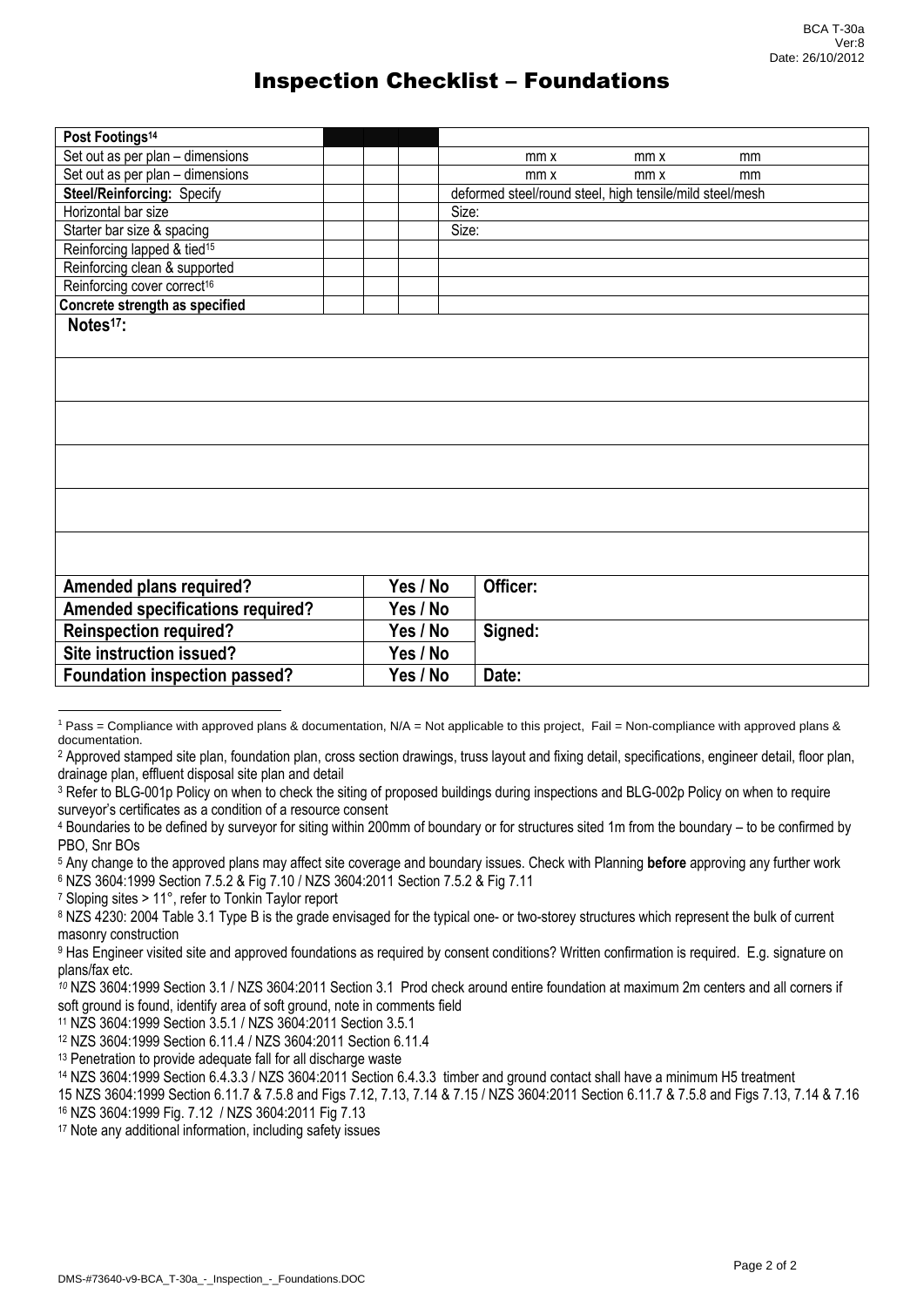# Inspection Checklist – Foundations

| Post Footings[14] | | | | |
|---|---|---|---|---|
| Set out as per plan – dimensions | | | | mm x mm x mm |
| Set out as per plan – dimensions | | | | mm x mm x mm |
| **Steel/Reinforcing:** Specify | | | | deformed steel/round steel, high tensile/mild steel/mesh |
| Horizontal bar size | | | | Size: |
| Starter bar size & spacing | | | | Size: |
| Reinforcing lapped & tied[15] | | | | |
| Reinforcing clean & supported | | | | |
| Reinforcing cover correct[16] | | | | |
| **Concrete strength as specified** | | | | |

**Notes[17]:**

| | | |
|---|---|---|
| **Amended plans required?** | **Yes / No** | **Officer:** |
| **Amended specifications required?** | **Yes / No** | |
| **Reinspection required?** | **Yes / No** | **Signed:** |
| **Site instruction issued?** | **Yes / No** | |
| **Foundation inspection passed?** | **Yes / No** | **Date:** |

---

[1] Pass = Compliance with approved plans & documentation, N/A = Not applicable to this project, Fail = Non-compliance with approved plans & documentation.

[2] Approved stamped site plan, foundation plan, cross section drawings, truss layout and fixing detail, specifications, engineer detail, floor plan, drainage plan, effluent disposal site plan and detail

[3] Refer to BLG-001p Policy on when to check the siting of proposed buildings during inspections and BLG-002p Policy on when to require surveyor's certificates as a condition of a resource consent

[4] Boundaries to be defined by surveyor for siting within 200mm of boundary or for structures sited 1m from the boundary – to be confirmed by PBO, Snr BOs

[5] Any change to the approved plans may affect site coverage and boundary issues. Check with Planning **before** approving any further work

[6] NZS 3604:1999 Section 7.5.2 & Fig 7.10 / NZS 3604:2011 Section 7.5.2 & Fig 7.11

[7] Sloping sites > 11°, refer to Tonkin Taylor report

[8] NZS 4230: 2004 Table 3.1 Type B is the grade envisaged for the typical one- or two-storey structures which represent the bulk of current masonry construction

[9] Has Engineer visited site and approved foundations as required by consent conditions? Written confirmation is required. E.g. signature on plans/fax etc.

[10] NZS 3604:1999 Section 3.1 / NZS 3604:2011 Section 3.1 Prod check around entire foundation at maximum 2m centers and all corners if soft ground is found, identify area of soft ground, note in comments field

[11] NZS 3604:1999 Section 3.5.1 / NZS 3604:2011 Section 3.5.1

[12] NZS 3604:1999 Section 6.11.4 / NZS 3604:2011 Section 6.11.4

[13] Penetration to provide adequate fall for all discharge waste

[14] NZS 3604:1999 Section 6.4.3.3 / NZS 3604:2011 Section 6.4.3.3 timber and ground contact shall have a minimum H5 treatment

15 NZS 3604:1999 Section 6.11.7 & 7.5.8 and Figs 7.12, 7.13, 7.14 & 7.15 / NZS 3604:2011 Section 6.11.7 & 7.5.8 and Figs 7.13, 7.14 & 7.16

[16] NZS 3604:1999 Fig. 7.12 / NZS 3604:2011 Fig 7.13

[17] Note any additional information, including safety issues